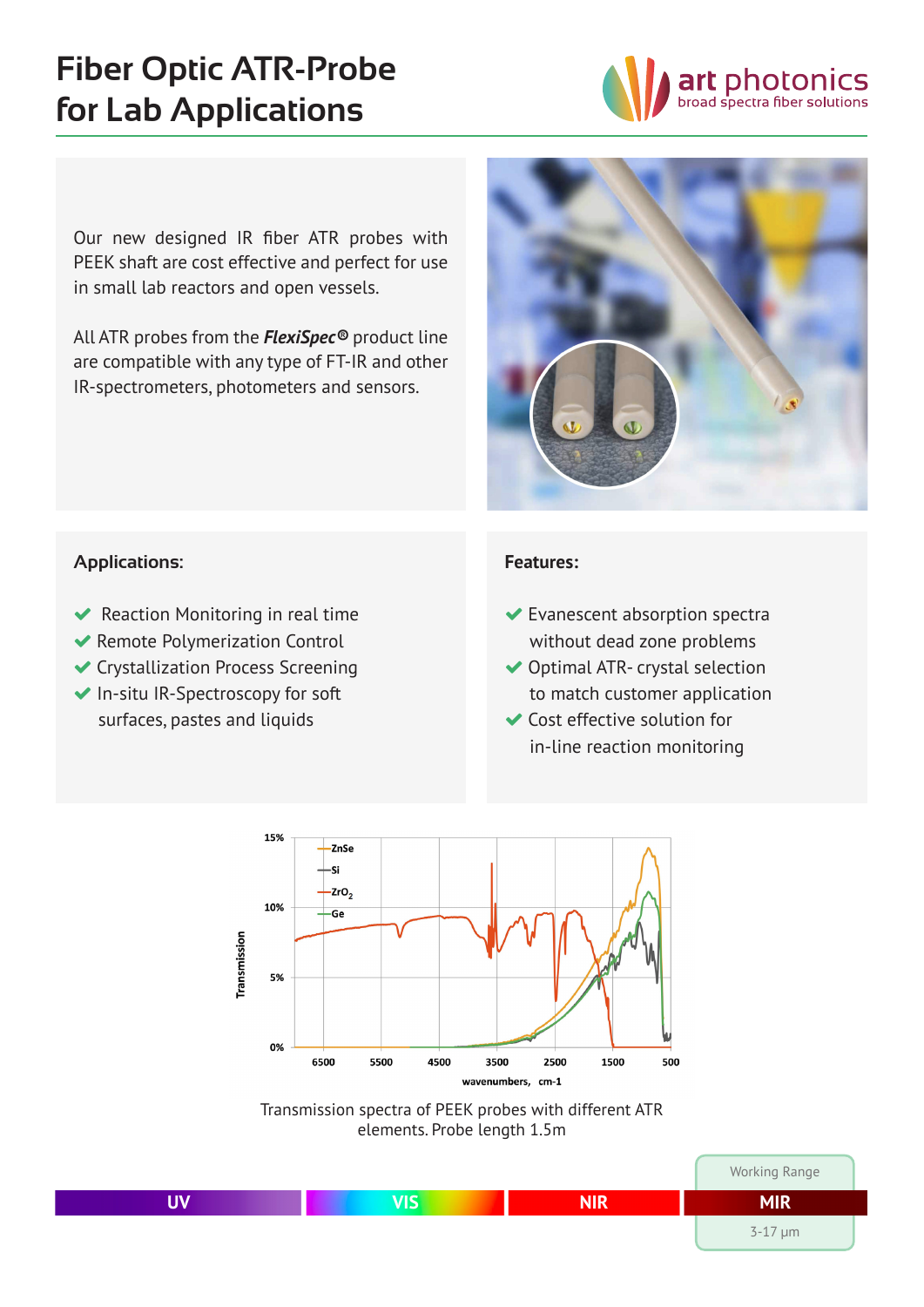# Fiber Optic ATR-Probe for Lab Applications

art photonics
broad spectra fiber solutions

Our new designed IR fiber ATR probes with PEEK shaft are cost effective and perfect for use in small lab reactors and open vessels.

All ATR probes from the ***FlexiSpec®*** product line are compatible with any type of FT-IR and other IR-spectrometers, photometers and sensors.

## Applications:

- Reaction Monitoring in real time
- Remote Polymerization Control
- Crystallization Process Screening
- In-situ IR-Spectroscopy for soft surfaces, pastes and liquids

## Features:

- Evanescent absorption spectra without dead zone problems
- Optimal ATR- crystal selection to match customer application
- Cost effective solution for in-line reaction monitoring

Transmission spectra of PEEK probes with different ATR elements. Probe length 1.5m

UV | VIS | NIR | MIR

Working Range
3-17 µm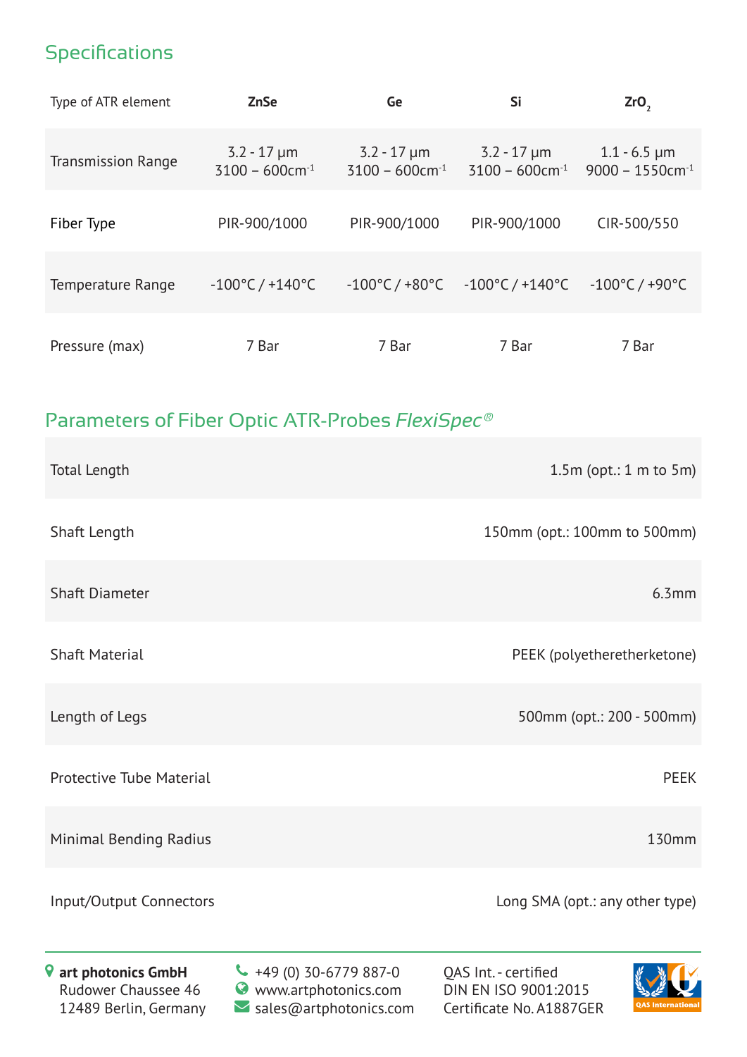## Specifications

| Type of ATR element | ZnSe | Ge | Si | $ZrO_2$ |
|---|---|---|---|---|
| Transmission Range | 3.2 - 17 µm<br>3100 – 600cm$^{-1}$ | 3.2 - 17 µm<br>3100 – 600cm$^{-1}$ | 3.2 - 17 µm<br>3100 – 600cm$^{-1}$ | 1.1 - 6.5 µm<br>9000 – 1550cm$^{-1}$ |
| Fiber Type | PIR-900/1000 | PIR-900/1000 | PIR-900/1000 | CIR-500/550 |
| Temperature Range | -100°C / +140°C | -100°C / +80°C | -100°C / +140°C | -100°C / +90°C |
| Pressure (max) | 7 Bar | 7 Bar | 7 Bar | 7 Bar |

## Parameters of Fiber Optic ATR-Probes *FlexiSpec®*

| | |
|---|---|
| Total Length | 1.5m (opt.: 1 m to 5m) |
| Shaft Length | 150mm (opt.: 100mm to 500mm) |
| Shaft Diameter | 6.3mm |
| Shaft Material | PEEK (polyetheretherketone) |
| Length of Legs | 500mm (opt.: 200 - 500mm) |
| Protective Tube Material | PEEK |
| Minimal Bending Radius | 130mm |
| Input/Output Connectors | Long SMA (opt.: any other type) |

**art photonics GmbH**
Rudower Chaussee 46
12489 Berlin, Germany

+49 (0) 30-6779 887-0
www.artphotonics.com
sales@artphotonics.com

QAS Int. - certified
DIN EN ISO 9001:2015
Certificate No. A1887GER